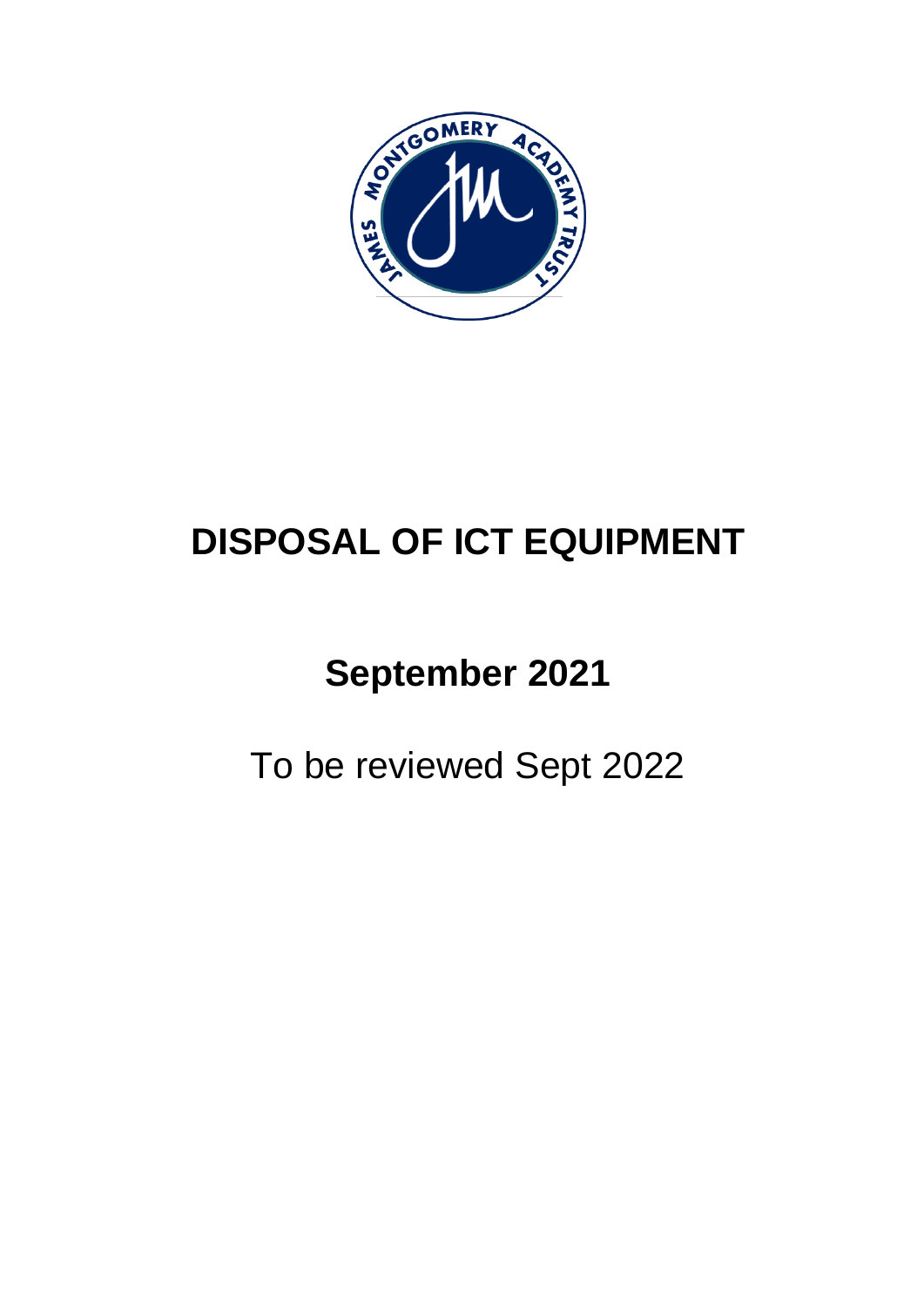# DISPOSAL OF ICT EQUIPMENT

## September 2021

To be reviewed Sept 2022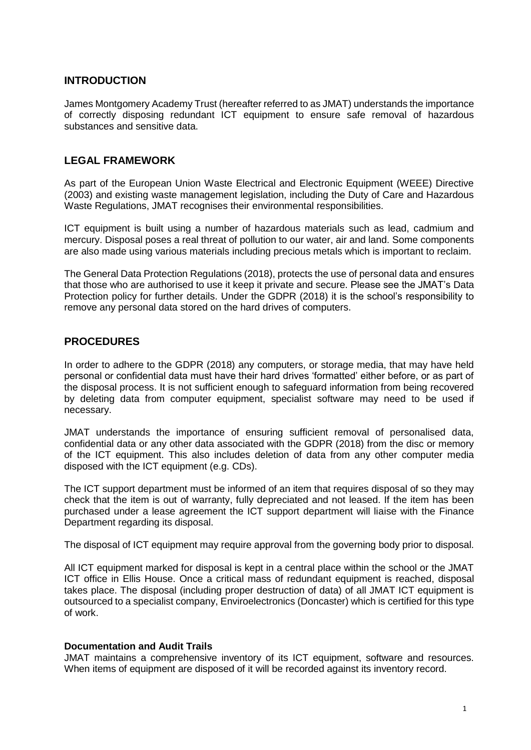## INTRODUCTION

James Montgomery Academy Trust (hereafter referred to as JMAT) understands the importance of correctly disposing redundant ICT equipment to ensure safe removal of hazardous substances and sensitive data.

## LEGAL FRAMEWORK

As part of the European Union Waste Electrical and Electronic Equipment (WEEE) Directive (2003) and existing waste management legislation, including the Duty of Care and Hazardous Waste Regulations, JMAT recognises their environmental responsibilities.

ICT equipment is built using a number of hazardous materials such as lead, cadmium and mercury. Disposal poses a real threat of pollution to our water, air and land. Some components are also made using various materials including precious metals which is important to reclaim.

The General Data Protection Regulations (2018), protects the use of personal data and ensures that those who are authorised to use it keep it private and secure. Please see the JMAT's Data Protection policy for further details. Under the GDPR (2018) it is the school's responsibility to remove any personal data stored on the hard drives of computers.

## PROCEDURES

In order to adhere to the GDPR (2018) any computers, or storage media, that may have held personal or confidential data must have their hard drives 'formatted' either before, or as part of the disposal process. It is not sufficient enough to safeguard information from being recovered by deleting data from computer equipment, specialist software may need to be used if necessary.

JMAT understands the importance of ensuring sufficient removal of personalised data, confidential data or any other data associated with the GDPR (2018) from the disc or memory of the ICT equipment. This also includes deletion of data from any other computer media disposed with the ICT equipment (e.g. CDs).

The ICT support department must be informed of an item that requires disposal of so they may check that the item is out of warranty, fully depreciated and not leased. If the item has been purchased under a lease agreement the ICT support department will liaise with the Finance Department regarding its disposal.

The disposal of ICT equipment may require approval from the governing body prior to disposal.

All ICT equipment marked for disposal is kept in a central place within the school or the JMAT ICT office in Ellis House. Once a critical mass of redundant equipment is reached, disposal takes place. The disposal (including proper destruction of data) of all JMAT ICT equipment is outsourced to a specialist company, Enviroelectronics (Doncaster) which is certified for this type of work.

### Documentation and Audit Trails

JMAT maintains a comprehensive inventory of its ICT equipment, software and resources. When items of equipment are disposed of it will be recorded against its inventory record.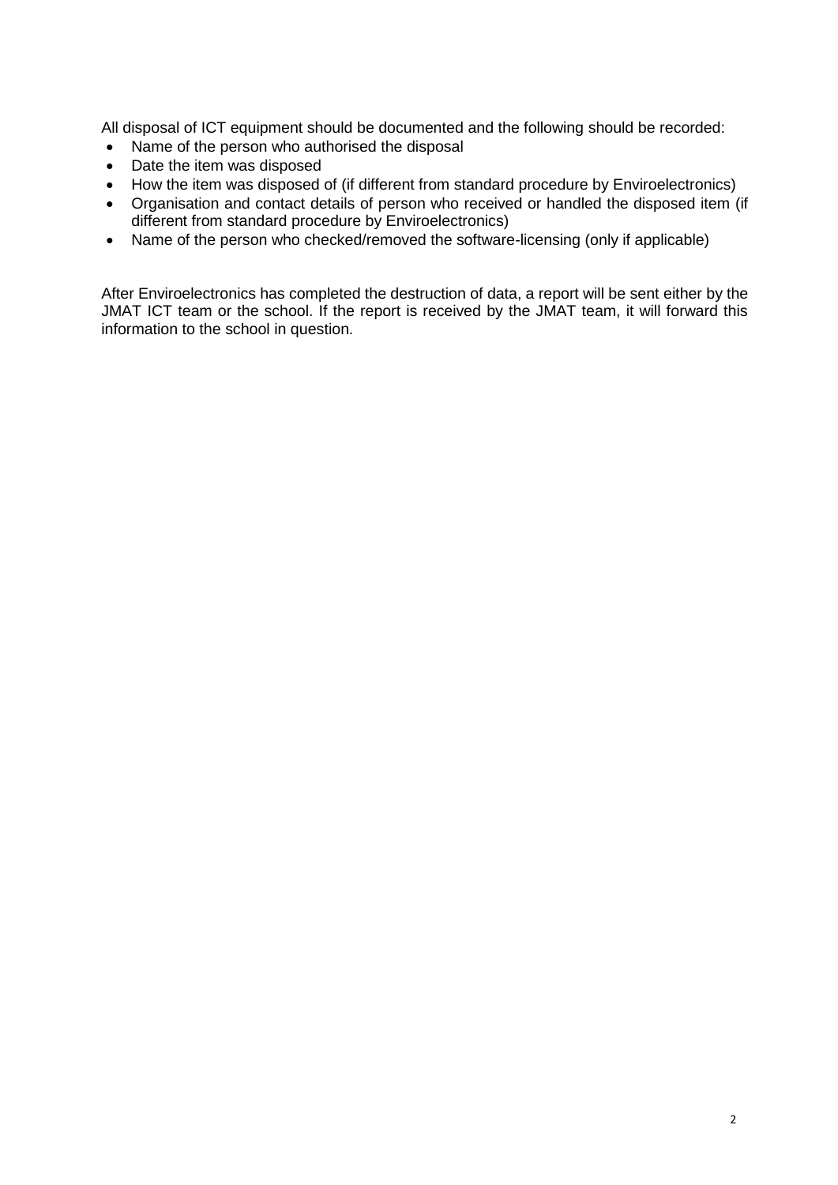All disposal of ICT equipment should be documented and the following should be recorded:

- Name of the person who authorised the disposal
- Date the item was disposed
- How the item was disposed of (if different from standard procedure by Enviroelectronics)
- Organisation and contact details of person who received or handled the disposed item (if different from standard procedure by Enviroelectronics)
- Name of the person who checked/removed the software-licensing (only if applicable)

After Enviroelectronics has completed the destruction of data, a report will be sent either by the JMAT ICT team or the school. If the report is received by the JMAT team, it will forward this information to the school in question.